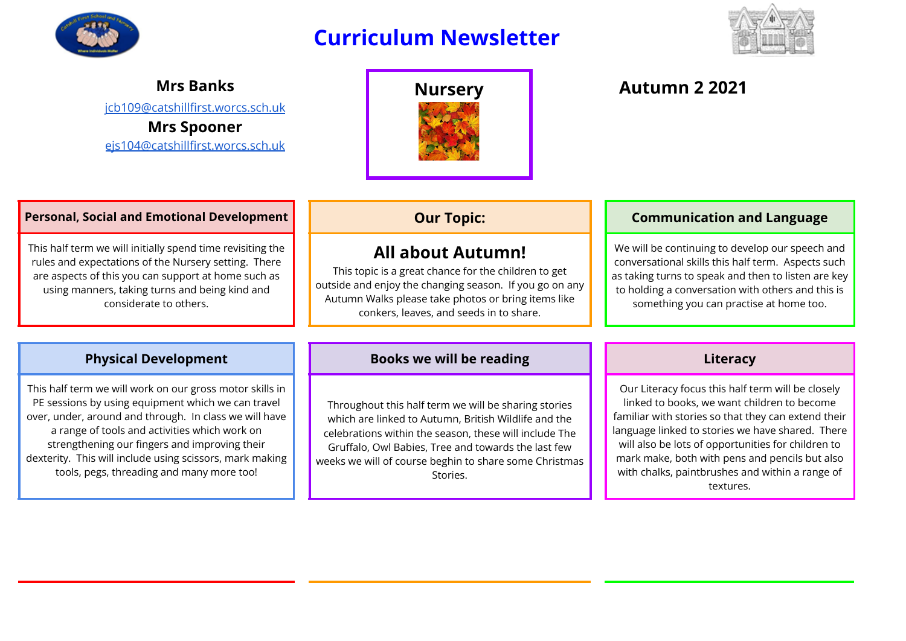# Curriculum Newsletter

**Mrs Banks**

jcb109@catshillfirst.worcs.sch.uk

**Mrs Spooner**

ejs104@catshillfirst.worcs.sch.uk

## Nursery

## Autumn 2 2021

### Personal, Social and Emotional Development

This half term we will initially spend time revisiting the rules and expectations of the Nursery setting. There are aspects of this you can support at home such as using manners, taking turns and being kind and considerate to others.

### Our Topic:

#### All about Autumn!

This topic is a great chance for the children to get outside and enjoy the changing season. If you go on any Autumn Walks please take photos or bring items like conkers, leaves, and seeds in to share.

### Communication and Language

We will be continuing to develop our speech and conversational skills this half term. Aspects such as taking turns to speak and then to listen are key to holding a conversation with others and this is something you can practise at home too.

### Physical Development

This half term we will work on our gross motor skills in PE sessions by using equipment which we can travel over, under, around and through. In class we will have a range of tools and activities which work on strengthening our fingers and improving their dexterity. This will include using scissors, mark making tools, pegs, threading and many more too!

### Books we will be reading

Throughout this half term we will be sharing stories which are linked to Autumn, British Wildlife and the celebrations within the season, these will include The Gruffalo, Owl Babies, Tree and towards the last few weeks we will of course beghin to share some Christmas Stories.

### Literacy

Our Literacy focus this half term will be closely linked to books, we want children to become familiar with stories so that they can extend their language linked to stories we have shared. There will also be lots of opportunities for children to mark make, both with pens and pencils but also with chalks, paintbrushes and within a range of textures.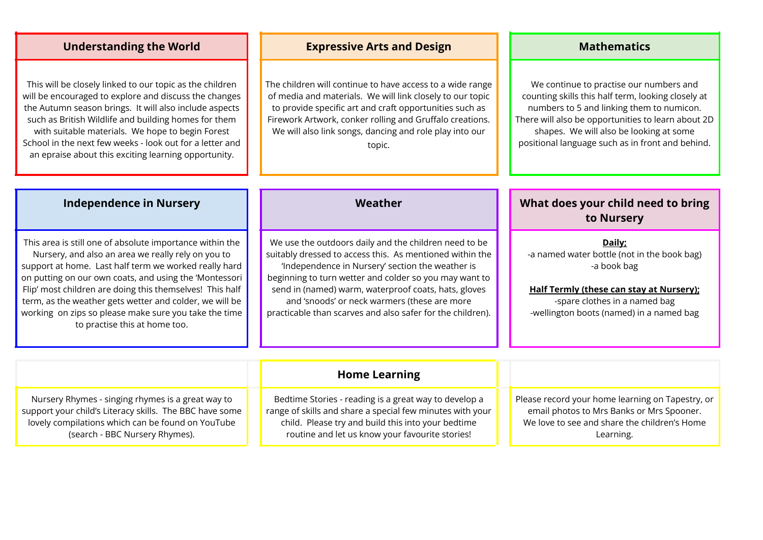## Understanding the World

This will be closely linked to our topic as the children will be encouraged to explore and discuss the changes the Autumn season brings. It will also include aspects such as British Wildlife and building homes for them with suitable materials. We hope to begin Forest School in the next few weeks - look out for a letter and an epraise about this exciting learning opportunity.

## Expressive Arts and Design

The children will continue to have access to a wide range of media and materials. We will link closely to our topic to provide specific art and craft opportunities such as Firework Artwork, conker rolling and Gruffalo creations. We will also link songs, dancing and role play into our topic.

## Mathematics

We continue to practise our numbers and counting skills this half term, looking closely at numbers to 5 and linking them to numicon. There will also be opportunities to learn about 2D shapes. We will also be looking at some positional language such as in front and behind.

## Independence in Nursery

This area is still one of absolute importance within the Nursery, and also an area we really rely on you to support at home. Last half term we worked really hard on putting on our own coats, and using the 'Montessori Flip' most children are doing this themselves! This half term, as the weather gets wetter and colder, we will be working on zips so please make sure you take the time to practise this at home too.

## Weather

We use the outdoors daily and the children need to be suitably dressed to access this. As mentioned within the 'Independence in Nursery' section the weather is beginning to turn wetter and colder so you may want to send in (named) warm, waterproof coats, hats, gloves and 'snoods' or neck warmers (these are more practicable than scarves and also safer for the children).

## What does your child need to bring to Nursery

**Daily;**

-a named water bottle (not in the book bag)
-a book bag

**Half Termly (these can stay at Nursery);**

-spare clothes in a named bag
-wellington boots (named) in a named bag

## Home Learning

Nursery Rhymes - singing rhymes is a great way to support your child's Literacy skills. The BBC have some lovely compilations which can be found on YouTube (search - BBC Nursery Rhymes).

Bedtime Stories - reading is a great way to develop a range of skills and share a special few minutes with your child. Please try and build this into your bedtime routine and let us know your favourite stories!

Please record your home learning on Tapestry, or email photos to Mrs Banks or Mrs Spooner. We love to see and share the children's Home Learning.